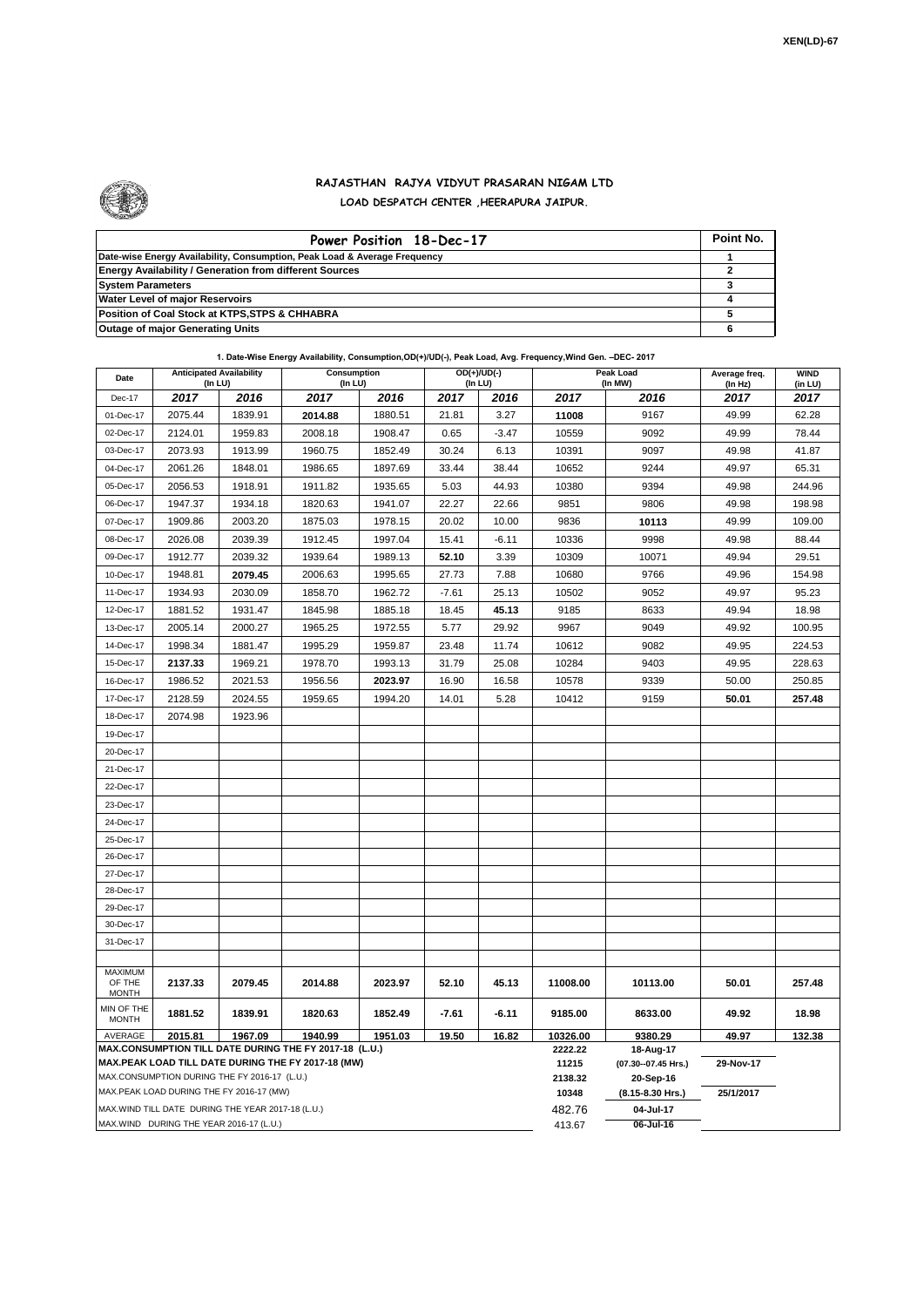XEN(LD)-67

## RAJASTHAN RAJYA VIDYUT PRASARAN NIGAM LTD
### LOAD DESPATCH CENTER ,HEERAPURA JAIPUR.

| Power Position 18-Dec-17 | Point No. |
|---|---|
| Date-wise Energy Availability, Consumption, Peak Load & Average Frequency | 1 |
| Energy Availability / Generation from different Sources | 2 |
| System Parameters | 3 |
| Water Level of major Reservoirs | 4 |
| Position of Coal Stock at KTPS,STPS & CHHABRA | 5 |
| Outage of major Generating Units | 6 |

**1. Date-Wise Energy Availability, Consumption,OD(+)/UD(-), Peak Load, Avg. Frequency,Wind Gen. –DEC- 2017**

| Date | Anticipated Availability (In LU) | | Consumption (In LU) | | OD(+)/UD(-) (In LU) | | Peak Load (In MW) | | Average freq. (In Hz) | WIND (in LU) |
|---|---|---|---|---|---|---|---|---|---|---|
| Dec-17 | 2017 | 2016 | 2017 | 2016 | 2017 | 2016 | 2017 | 2016 | 2017 | 2017 |
| 01-Dec-17 | 2075.44 | 1839.91 | **2014.88** | 1880.51 | 21.81 | 3.27 | **11008** | 9167 | 49.99 | 62.28 |
| 02-Dec-17 | 2124.01 | 1959.83 | 2008.18 | 1908.47 | 0.65 | -3.47 | 10559 | 9092 | 49.99 | 78.44 |
| 03-Dec-17 | 2073.93 | 1913.99 | 1960.75 | 1852.49 | 30.24 | 6.13 | 10391 | 9097 | 49.98 | 41.87 |
| 04-Dec-17 | 2061.26 | 1848.01 | 1986.65 | 1897.69 | 33.44 | 38.44 | 10652 | 9244 | 49.97 | 65.31 |
| 05-Dec-17 | 2056.53 | 1918.91 | 1911.82 | 1935.65 | 5.03 | 44.93 | 10380 | 9394 | 49.98 | 244.96 |
| 06-Dec-17 | 1947.37 | 1934.18 | 1820.63 | 1941.07 | 22.27 | 22.66 | 9851 | 9806 | 49.98 | 198.98 |
| 07-Dec-17 | 1909.86 | 2003.20 | 1875.03 | 1978.15 | 20.02 | 10.00 | 9836 | **10113** | 49.99 | 109.00 |
| 08-Dec-17 | 2026.08 | 2039.39 | 1912.45 | 1997.04 | 15.41 | -6.11 | 10336 | 9998 | 49.98 | 88.44 |
| 09-Dec-17 | 1912.77 | 2039.32 | 1939.64 | 1989.13 | **52.10** | 3.39 | 10309 | 10071 | 49.94 | 29.51 |
| 10-Dec-17 | 1948.81 | **2079.45** | 2006.63 | 1995.65 | 27.73 | 7.88 | 10680 | 9766 | 49.96 | 154.98 |
| 11-Dec-17 | 1934.93 | 2030.09 | 1858.70 | 1962.72 | -7.61 | 25.13 | 10502 | 9052 | 49.97 | 95.23 |
| 12-Dec-17 | 1881.52 | 1931.47 | 1845.98 | 1885.18 | 18.45 | **45.13** | 9185 | 8633 | 49.94 | 18.98 |
| 13-Dec-17 | 2005.14 | 2000.27 | 1965.25 | 1972.55 | 5.77 | 29.92 | 9967 | 9049 | 49.92 | 100.95 |
| 14-Dec-17 | 1998.34 | 1881.47 | 1995.29 | 1959.87 | 23.48 | 11.74 | 10612 | 9082 | 49.95 | 224.53 |
| 15-Dec-17 | **2137.33** | 1969.21 | 1978.70 | 1993.13 | 31.79 | 25.08 | 10284 | 9403 | 49.95 | 228.63 |
| 16-Dec-17 | 1986.52 | 2021.53 | 1956.56 | **2023.97** | 16.90 | 16.58 | 10578 | 9339 | 50.00 | 250.85 |
| 17-Dec-17 | 2128.59 | 2024.55 | 1959.65 | 1994.20 | 14.01 | 5.28 | 10412 | 9159 | **50.01** | **257.48** |
| 18-Dec-17 | 2074.98 | 1923.96 | | | | | | | | |
| 19-Dec-17 | | | | | | | | | | |
| 20-Dec-17 | | | | | | | | | | |
| 21-Dec-17 | | | | | | | | | | |
| 22-Dec-17 | | | | | | | | | | |
| 23-Dec-17 | | | | | | | | | | |
| 24-Dec-17 | | | | | | | | | | |
| 25-Dec-17 | | | | | | | | | | |
| 26-Dec-17 | | | | | | | | | | |
| 27-Dec-17 | | | | | | | | | | |
| 28-Dec-17 | | | | | | | | | | |
| 29-Dec-17 | | | | | | | | | | |
| 30-Dec-17 | | | | | | | | | | |
| 31-Dec-17 | | | | | | | | | | |
| MAXIMUM OF THE MONTH | 2137.33 | 2079.45 | 2014.88 | 2023.97 | 52.10 | 45.13 | 11008.00 | 10113.00 | 50.01 | 257.48 |
| MIN OF THE MONTH | 1881.52 | 1839.91 | 1820.63 | 1852.49 | -7.61 | -6.11 | 9185.00 | 8633.00 | 49.92 | 18.98 |
| AVERAGE | 2015.81 | 1967.09 | 1940.99 | 1951.03 | 19.50 | 16.82 | 10326.00 | 9380.29 | 49.97 | 132.38 |
| MAX.CONSUMPTION TILL DATE DURING THE FY 2017-18 (L.U.) | | | | | | | 2222.22 | 18-Aug-17 | | |
| MAX.PEAK LOAD TILL DATE DURING THE FY 2017-18 (MW) | | | | | | | 11215 | (07.30--07.45 Hrs.) | 29-Nov-17 | |
| MAX.CONSUMPTION DURING THE FY 2016-17 (L.U.) | | | | | | | 2138.32 | 20-Sep-16 | | |
| MAX.PEAK LOAD DURING THE FY 2016-17 (MW) | | | | | | | 10348 | (8.15-8.30 Hrs.) | 25/1/2017 | |
| MAX.WIND TILL DATE DURING THE YEAR 2017-18 (L.U.) | | | | | | | 482.76 | 04-Jul-17 | | |
| MAX.WIND DURING THE YEAR 2016-17 (L.U.) | | | | | | | 413.67 | 06-Jul-16 | | |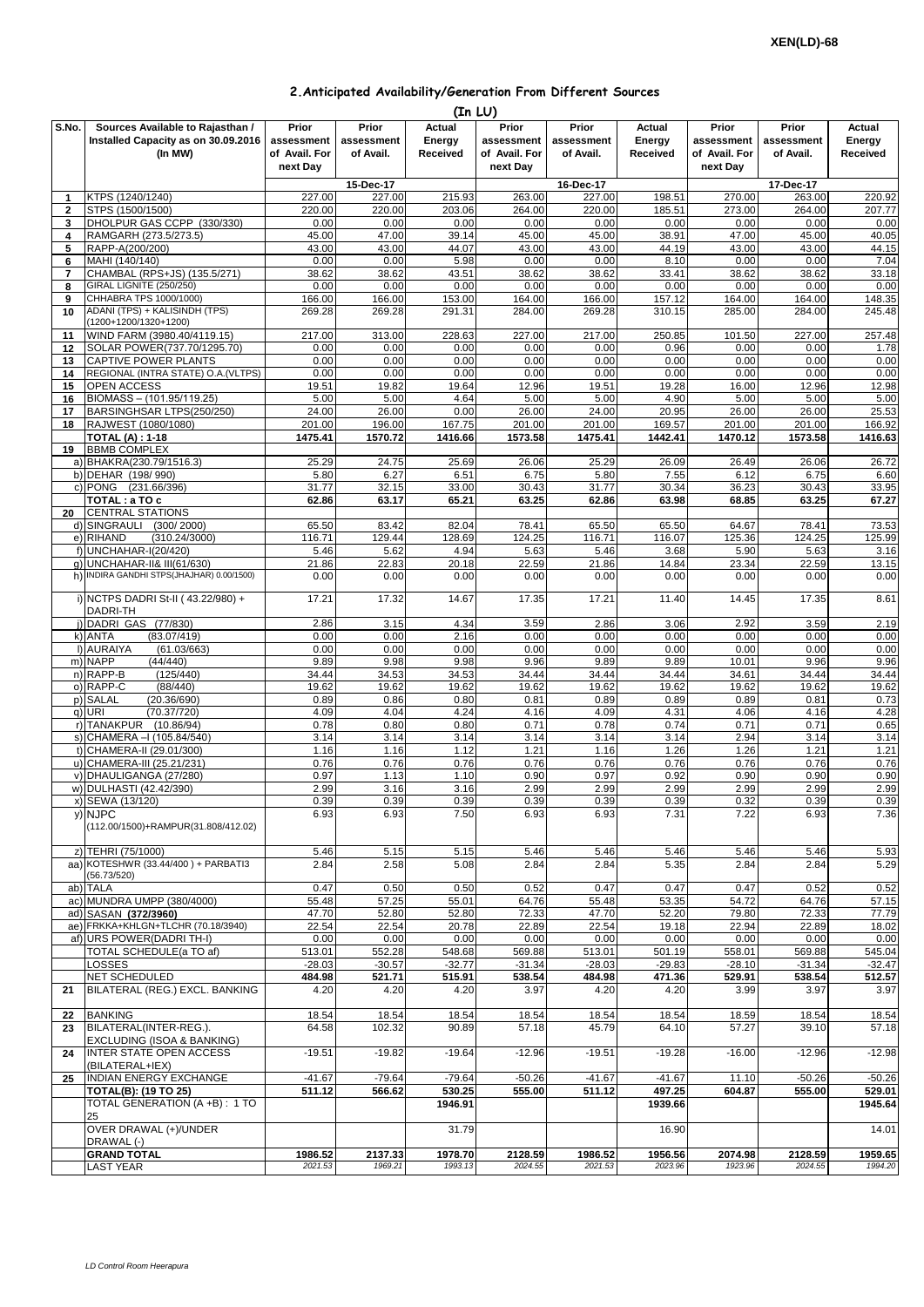XEN(LD)-68

## 2.Anticipated Availability/Generation From Different Sources

(In LU)

| S.No. | Sources Available to Rajasthan / Installed Capacity as on 30.09.2016 (In MW) | Prior assessment of Avail. For next Day | Prior assessment of Avail. | Actual Energy Received | Prior assessment of Avail. For next Day | Prior assessment of Avail. | Actual Energy Received | Prior assessment of Avail. For next Day | Prior assessment of Avail. | Actual Energy Received |
|---|---|---|---|---|---|---|---|---|---|---|
| | | | 15-Dec-17 | | | 16-Dec-17 | | | 17-Dec-17 | |
| 1 | KTPS (1240/1240) | 227.00 | 227.00 | 215.93 | 263.00 | 227.00 | 198.51 | 270.00 | 263.00 | 220.92 |
| 2 | STPS (1500/1500) | 220.00 | 220.00 | 203.06 | 264.00 | 220.00 | 185.51 | 273.00 | 264.00 | 207.77 |
| 3 | DHOLPUR GAS CCPP (330/330) | 0.00 | 0.00 | 0.00 | 0.00 | 0.00 | 0.00 | 0.00 | 0.00 | 0.00 |
| 4 | RAMGARH (273.5/273.5) | 45.00 | 47.00 | 39.14 | 45.00 | 45.00 | 38.91 | 47.00 | 45.00 | 40.05 |
| 5 | RAPP-A(200/200) | 43.00 | 43.00 | 44.07 | 43.00 | 43.00 | 44.19 | 43.00 | 43.00 | 44.15 |
| 6 | MAHI (140/140) | 0.00 | 0.00 | 5.98 | 0.00 | 0.00 | 8.10 | 0.00 | 0.00 | 7.04 |
| 7 | CHAMBAL (RPS+JS) (135.5/271) | 38.62 | 38.62 | 43.51 | 38.62 | 38.62 | 33.41 | 38.62 | 38.62 | 33.18 |
| 8 | GIRAL LIGNITE (250/250) | 0.00 | 0.00 | 0.00 | 0.00 | 0.00 | 0.00 | 0.00 | 0.00 | 0.00 |
| 9 | CHHABRA TPS 1000/1000) | 166.00 | 166.00 | 153.00 | 164.00 | 166.00 | 157.12 | 164.00 | 164.00 | 148.35 |
| 10 | ADANI (TPS) + KALISINDH (TPS) (1200+1200/1320+1200) | 269.28 | 269.28 | 291.31 | 284.00 | 269.28 | 310.15 | 285.00 | 284.00 | 245.48 |
| 11 | WIND FARM (3980.40/4119.15) | 217.00 | 313.00 | 228.63 | 227.00 | 217.00 | 250.85 | 101.50 | 227.00 | 257.48 |
| 12 | SOLAR POWER(737.70/1295.70) | 0.00 | 0.00 | 0.00 | 0.00 | 0.00 | 0.96 | 0.00 | 0.00 | 1.78 |
| 13 | CAPTIVE POWER PLANTS | 0.00 | 0.00 | 0.00 | 0.00 | 0.00 | 0.00 | 0.00 | 0.00 | 0.00 |
| 14 | REGIONAL (INTRA STATE) O.A.(VLTPS) | 0.00 | 0.00 | 0.00 | 0.00 | 0.00 | 0.00 | 0.00 | 0.00 | 0.00 |
| 15 | OPEN ACCESS | 19.51 | 19.82 | 19.64 | 12.96 | 19.51 | 19.28 | 16.00 | 12.96 | 12.98 |
| 16 | BIOMASS – (101.95/119.25) | 5.00 | 5.00 | 4.64 | 5.00 | 5.00 | 4.90 | 5.00 | 5.00 | 5.00 |
| 17 | BARSINGHSAR LTPS(250/250) | 24.00 | 26.00 | 0.00 | 26.00 | 24.00 | 20.95 | 26.00 | 26.00 | 25.53 |
| 18 | RAJWEST (1080/1080) | 201.00 | 196.00 | 167.75 | 201.00 | 201.00 | 169.57 | 201.00 | 201.00 | 166.92 |
| | **TOTAL (A) : 1-18** | **1475.41** | **1570.72** | **1416.66** | **1573.58** | **1475.41** | **1442.41** | **1470.12** | **1573.58** | **1416.63** |
| 19 | BBMB COMPLEX | | | | | | | | | |
| a) | BHAKRA(230.79/1516.3) | 25.29 | 24.75 | 25.69 | 26.06 | 25.29 | 26.09 | 26.49 | 26.06 | 26.72 |
| b) | DEHAR (198/ 990) | 5.80 | 6.27 | 6.51 | 6.75 | 5.80 | 7.55 | 6.12 | 6.75 | 6.60 |
| c) | PONG (231.66/396) | 31.77 | 32.15 | 33.00 | 30.43 | 31.77 | 30.34 | 36.23 | 30.43 | 33.95 |
| | **TOTAL : a TO c** | **62.86** | **63.17** | **65.21** | **63.25** | **62.86** | **63.98** | **68.85** | **63.25** | **67.27** |
| 20 | CENTRAL STATIONS | | | | | | | | | |
| d) | SINGRAULI (300/ 2000) | 65.50 | 83.42 | 82.04 | 78.41 | 65.50 | 65.50 | 64.67 | 78.41 | 73.53 |
| e) | RIHAND (310.24/3000) | 116.71 | 129.44 | 128.69 | 124.25 | 116.71 | 116.07 | 125.36 | 124.25 | 125.99 |
| f) | UNCHAHAR-I(20/420) | 5.46 | 5.62 | 4.94 | 5.63 | 5.46 | 3.68 | 5.90 | 5.63 | 3.16 |
| g) | UNCHAHAR-II& III(61/630) | 21.86 | 22.83 | 20.18 | 22.59 | 21.86 | 14.84 | 23.34 | 22.59 | 13.15 |
| h) | INDIRA GANDHI STPS(JHAJHAR) 0.00/1500) | 0.00 | 0.00 | 0.00 | 0.00 | 0.00 | 0.00 | 0.00 | 0.00 | 0.00 |
| i) | NCTPS DADRI St-II ( 43.22/980) + DADRI-TH | 17.21 | 17.32 | 14.67 | 17.35 | 17.21 | 11.40 | 14.45 | 17.35 | 8.61 |
| j) | DADRI GAS (77/830) | 2.86 | 3.15 | 4.34 | 3.59 | 2.86 | 3.06 | 2.92 | 3.59 | 2.19 |
| k) | ANTA (83.07/419) | 0.00 | 0.00 | 2.16 | 0.00 | 0.00 | 0.00 | 0.00 | 0.00 | 0.00 |
| l) | AURAIYA (61.03/663) | 0.00 | 0.00 | 0.00 | 0.00 | 0.00 | 0.00 | 0.00 | 0.00 | 0.00 |
| m) | NAPP (44/440) | 9.89 | 9.98 | 9.98 | 9.96 | 9.89 | 9.89 | 10.01 | 9.96 | 9.96 |
| n) | RAPP-B (125/440) | 34.44 | 34.53 | 34.53 | 34.44 | 34.44 | 34.44 | 34.61 | 34.44 | 34.44 |
| o) | RAPP-C (88/440) | 19.62 | 19.62 | 19.62 | 19.62 | 19.62 | 19.62 | 19.62 | 19.62 | 19.62 |
| p) | SALAL (20.36/690) | 0.89 | 0.86 | 0.80 | 0.81 | 0.89 | 0.89 | 0.89 | 0.81 | 0.73 |
| q) | URI (70.37/720) | 4.09 | 4.04 | 4.24 | 4.16 | 4.09 | 4.31 | 4.06 | 4.16 | 4.28 |
| r) | TANAKPUR (10.86/94) | 0.78 | 0.80 | 0.80 | 0.71 | 0.78 | 0.74 | 0.71 | 0.71 | 0.65 |
| s) | CHAMERA –I (105.84/540) | 3.14 | 3.14 | 3.14 | 3.14 | 3.14 | 3.14 | 2.94 | 3.14 | 3.14 |
| t) | CHAMERA-II (29.01/300) | 1.16 | 1.16 | 1.12 | 1.21 | 1.16 | 1.26 | 1.26 | 1.21 | 1.21 |
| u) | CHAMERA-III (25.21/231) | 0.76 | 0.76 | 0.76 | 0.76 | 0.76 | 0.76 | 0.76 | 0.76 | 0.76 |
| v) | DHAULIGANGA (27/280) | 0.97 | 1.13 | 1.10 | 0.90 | 0.97 | 0.92 | 0.90 | 0.90 | 0.90 |
| w) | DULHASTI (42.42/390) | 2.99 | 3.16 | 3.16 | 2.99 | 2.99 | 2.99 | 2.99 | 2.99 | 2.99 |
| x) | SEWA (13/120) | 0.39 | 0.39 | 0.39 | 0.39 | 0.39 | 0.39 | 0.32 | 0.39 | 0.39 |
| y) | NJPC (112.00/1500)+RAMPUR(31.808/412.02) | 6.93 | 6.93 | 7.50 | 6.93 | 6.93 | 7.31 | 7.22 | 6.93 | 7.36 |
| z) | TEHRI (75/1000) | 5.46 | 5.15 | 5.15 | 5.46 | 5.46 | 5.46 | 5.46 | 5.46 | 5.93 |
| aa) | KOTESHWR (33.44/400 ) + PARBATI3 (56.73/520) | 2.84 | 2.58 | 5.08 | 2.84 | 2.84 | 5.35 | 2.84 | 2.84 | 5.29 |
| ab) | TALA | 0.47 | 0.50 | 0.50 | 0.52 | 0.47 | 0.47 | 0.47 | 0.52 | 0.52 |
| ac) | MUNDRA UMPP (380/4000) | 55.48 | 57.25 | 55.01 | 64.76 | 55.48 | 53.35 | 54.72 | 64.76 | 57.15 |
| ad) | SASAN **(372/3960)** | 47.70 | 52.80 | 52.80 | 72.33 | 47.70 | 52.20 | 79.80 | 72.33 | 77.79 |
| ae) | FRKKA+KHLGN+TLCHR (70.18/3940) | 22.54 | 22.54 | 20.78 | 22.89 | 22.54 | 19.18 | 22.94 | 22.89 | 18.02 |
| af) | URS POWER(DADRI TH-I) | 0.00 | 0.00 | 0.00 | 0.00 | 0.00 | 0.00 | 0.00 | 0.00 | 0.00 |
| | TOTAL SCHEDULE(a TO af) | 513.01 | 552.28 | 548.68 | 569.88 | 513.01 | 501.19 | 558.01 | 569.88 | 545.04 |
| | LOSSES | -28.03 | -30.57 | -32.77 | -31.34 | -28.03 | -29.83 | -28.10 | -31.34 | -32.47 |
| | **NET SCHEDULED** | **484.98** | **521.71** | **515.91** | **538.54** | **484.98** | **471.36** | **529.91** | **538.54** | **512.57** |
| 21 | BILATERAL (REG.) EXCL. BANKING | 4.20 | 4.20 | 4.20 | 3.97 | 4.20 | 4.20 | 3.99 | 3.97 | 3.97 |
| 22 | BANKING | 18.54 | 18.54 | 18.54 | 18.54 | 18.54 | 18.54 | 18.59 | 18.54 | 18.54 |
| 23 | BILATERAL(INTER-REG.). EXCLUDING (ISOA & BANKING) | 64.58 | 102.32 | 90.89 | 57.18 | 45.79 | 64.10 | 57.27 | 39.10 | 57.18 |
| 24 | INTER STATE OPEN ACCESS (BILATERAL+IEX) | -19.51 | -19.82 | -19.64 | -12.96 | -19.51 | -19.28 | -16.00 | -12.96 | -12.98 |
| 25 | INDIAN ENERGY EXCHANGE | -41.67 | -79.64 | -79.64 | -50.26 | -41.67 | -41.67 | 11.10 | -50.26 | -50.26 |
| | **TOTAL(B): (19 TO 25)** | **511.12** | **566.62** | **530.25** | **555.00** | **511.12** | **497.25** | **604.87** | **555.00** | **529.01** |
| | TOTAL GENERATION (A +B) : 1 TO 25 | | | **1946.91** | | | **1939.66** | | | **1945.64** |
| | OVER DRAWAL (+)/UNDER DRAWAL (-) | | | 31.79 | | | 16.90 | | | 14.01 |
| | **GRAND TOTAL** | **1986.52** | **2137.33** | **1978.70** | **2128.59** | **1986.52** | **1956.56** | **2074.98** | **2128.59** | **1959.65** |
| | LAST YEAR | *2021.53* | *1969.21* | *1993.13* | *2024.55* | *2021.53* | *2023.96* | *1923.96* | *2024.55* | *1994.20* |

*LD Control Room Heerapura*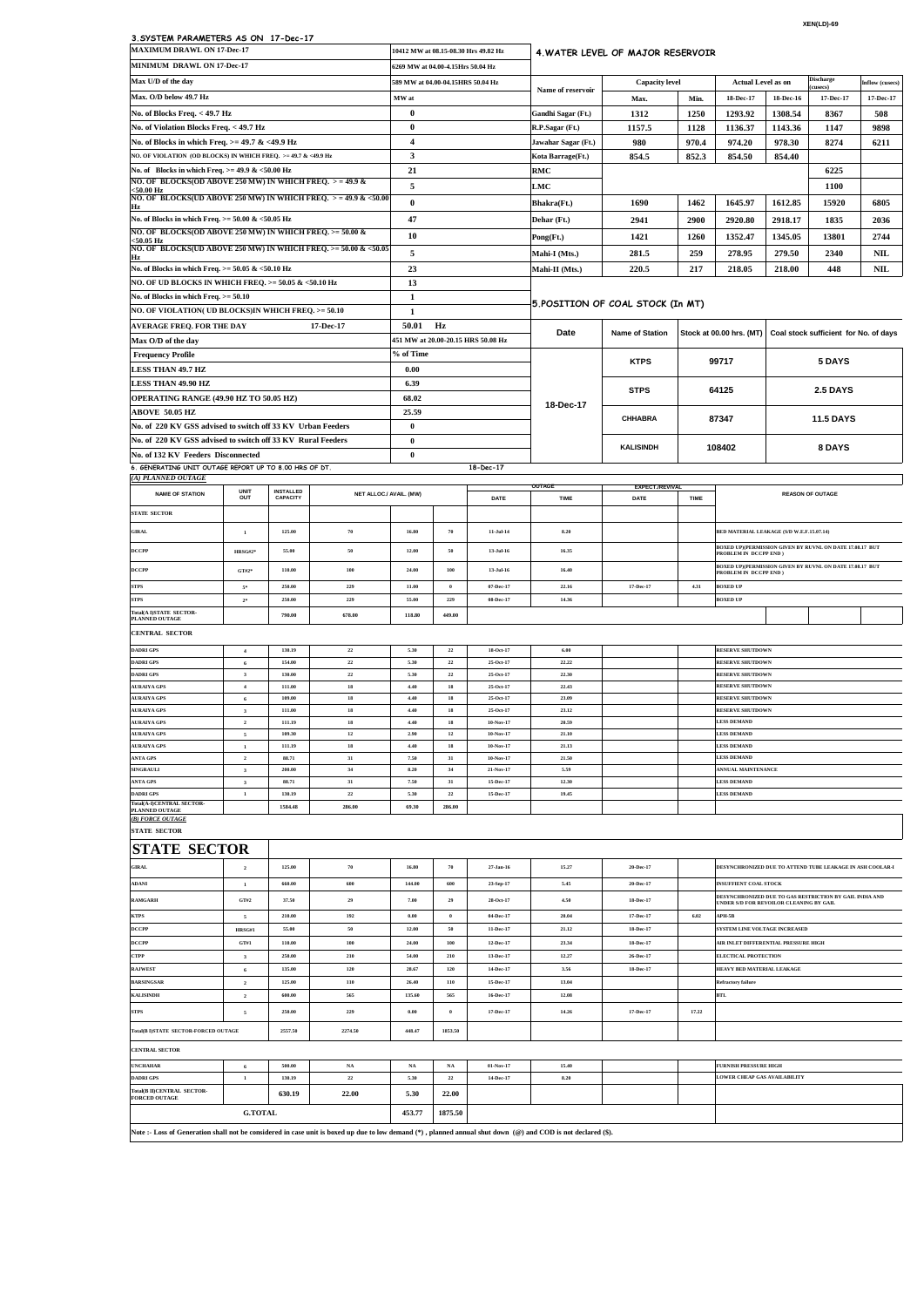XEN(LD)-69

## 3.SYSTEM PARAMETERS AS ON 17-Dec-17

| | |
|---|---|
| MAXIMUM DRAWL ON 17-Dec-17 | 10412 MW at 08.15-08.30 Hrs 49.82 Hz |
| MINIMUM DRAWL ON 17-Dec-17 | 6269 MW at 04.00-4.15Hrs 50.04 Hz |
| Max U/D of the day | 589 MW at 04.00-04.15HRS 50.04 Hz |
| Max. O/D below 49.7 Hz | MW at |
| No. of Blocks Freq. < 49.7 Hz | 0 |
| No. of Violation Blocks Freq. < 49.7 Hz | 0 |
| No. of Blocks in which Freq. >= 49.7 & <49.9 Hz | 4 |
| NO. OF VIOLATION (OD BLOCKS) IN WHICH FREQ. >= 49.7 & <49.9 Hz | 3 |
| No. of Blocks in which Freq. >= 49.9 & <50.00 Hz | 21 |
| NO. OF BLOCKS(OD ABOVE 250 MW) IN WHICH FREQ. > = 49.9 & <50.00 Hz | 5 |
| NO. OF BLOCKS(UD ABOVE 250 MW) IN WHICH FREQ. > = 49.9 & <50.00 Hz | 0 |
| No. of Blocks in which Freq. >= 50.00 & <50.05 Hz | 47 |
| NO. OF BLOCKS(OD ABOVE 250 MW) IN WHICH FREQ. >= 50.00 & <50.05 Hz | 10 |
| NO. OF BLOCKS(UD ABOVE 250 MW) IN WHICH FREQ. >= 50.00 & <50.05 Hz | 5 |
| No. of Blocks in which Freq. >= 50.05 & <50.10 Hz | 23 |
| NO. OF UD BLOCKS IN WHICH FREQ. >= 50.05 & <50.10 Hz | 13 |
| No. of Blocks in which Freq. >= 50.10 | 1 |
| NO. OF VIOLATION( UD BLOCKS)IN WHICH FREQ. >= 50.10 | 1 |
| AVERAGE FREQ. FOR THE DAY 17-Dec-17 | 50.01 Hz |
| Max O/D of the day | 451 MW at 20.00-20.15 HRS 50.08 Hz |
| Frequency Profile | % of Time |
| LESS THAN 49.7 HZ | 0.00 |
| LESS THAN 49.90 HZ | 6.39 |
| OPERATING RANGE (49.90 HZ TO 50.05 HZ) | 68.02 |
| ABOVE 50.05 HZ | 25.59 |
| No. of 220 KV GSS advised to switch off 33 KV Urban Feeders | 0 |
| No. of 220 KV GSS advised to switch off 33 KV Rural Feeders | 0 |
| No. of 132 KV Feeders Disconnected | 0 |

## 4.WATER LEVEL OF MAJOR RESERVOIR

| Name of reservoir | Capacity level Max. | Capacity level Min. | Actual Level as on 18-Dec-17 | Actual Level as on 18-Dec-16 | Discharge (cusecs) 17-Dec-17 | Inflow (cusecs) 17-Dec-17 |
|---|---|---|---|---|---|---|
| Gandhi Sagar (Ft.) | 1312 | 1250 | 1293.92 | 1308.54 | 8367 | 508 |
| R.P.Sagar (Ft.) | 1157.5 | 1128 | 1136.37 | 1143.36 | 1147 | 9898 |
| Jawahar Sagar (Ft.) | 980 | 970.4 | 974.20 | 978.30 | 8274 | 6211 |
| Kota Barrage(Ft.) | 854.5 | 852.3 | 854.50 | 854.40 | | |
| RMC | | | | | 6225 | |
| LMC | | | | | 1100 | |
| Bhakra(Ft.) | 1690 | 1462 | 1645.97 | 1612.85 | 15920 | 6805 |
| Dehar (Ft.) | 2941 | 2900 | 2920.80 | 2918.17 | 1835 | 2036 |
| Pong(Ft.) | 1421 | 1260 | 1352.47 | 1345.05 | 13801 | 2744 |
| Mahi-I (Mts.) | 281.5 | 259 | 278.95 | 279.50 | 2340 | NIL |
| Mahi-II (Mts.) | 220.5 | 217 | 218.05 | 218.00 | 448 | NIL |

## 5.POSITION OF COAL STOCK (In MT)

| Date | Name of Station | Stock at 00.00 hrs. (MT) | Coal stock sufficient for No. of days |
|---|---|---|---|
| 18-Dec-17 | KTPS | 99717 | 5 DAYS |
| | STPS | 64125 | 2.5 DAYS |
| | CHHABRA | 87347 | 11.5 DAYS |
| | KALISINDH | 108402 | 8 DAYS |

## 6. GENERATING UNIT OUTAGE REPORT UP TO 8.00 HRS OF DT. 18-Dec-17

### (A) PLANNED OUTAGE

| NAME OF STATION | UNIT OUT | INSTALLED CAPACITY | NET ALLOC./ AVAIL. (MW) | | | OUTAGE DATE | OUTAGE TIME | EXPECT./REVIVAL DATE | EXPECT./REVIVAL TIME | REASON OF OUTAGE |
|---|---|---|---|---|---|---|---|---|---|---|
| **STATE SECTOR** | | | | | | | | | | |
| GIRAL | 1 | 125.00 | 70 | 16.80 | 70 | 11-Jul-14 | 8.20 | | | BED MATERIAL LEAKAGE (S/D W.E.F.15.07.14) |
| DCCPP | HRSG#2* | 55.00 | 50 | 12.00 | 50 | 13-Jul-16 | 16.35 | | | BOXED UP(PERMISSION GIVEN BY RUVNL ON DATE 17.08.17 BUT PROBLEM IN DCCPP END ) |
| DCCPP | GT#2* | 110.00 | 100 | 24.00 | 100 | 13-Jul-16 | 16.40 | | | BOXED UP(PERMISSION GIVEN BY RUVNL ON DATE 17.08.17 BUT PROBLEM IN DCCPP END ) |
| STPS | 5* | 250.00 | 229 | 11.00 | 0 | 07-Dec-17 | 22.16 | 17-Dec-17 | 4.31 | BOXED UP |
| STPS | 2* | 250.00 | 229 | 55.00 | 229 | 08-Dec-17 | 14.36 | | | BOXED UP |
| Total(A I)STATE SECTOR-PLANNED OUTAGE | | 790.00 | 678.00 | 118.80 | 449.00 | | | | | |
| **CENTRAL SECTOR** | | | | | | | | | | |
| DADRI GPS | 4 | 130.19 | 22 | 5.30 | 22 | 18-Oct-17 | 6.00 | | | RESERVE SHUTDOWN |
| DADRI GPS | 6 | 154.00 | 22 | 5.30 | 22 | 25-Oct-17 | 22.22 | | | RESERVE SHUTDOWN |
| DADRI GPS | 3 | 130.00 | 22 | 5.30 | 22 | 25-Oct-17 | 22.30 | | | RESERVE SHUTDOWN |
| AURAIYA GPS | 4 | 111.00 | 18 | 4.40 | 18 | 25-Oct-17 | 22.43 | | | RESERVE SHUTDOWN |
| AURAIYA GPS | 6 | 109.00 | 18 | 4.40 | 18 | 25-Oct-17 | 23.09 | | | RESERVE SHUTDOWN |
| AURAIYA GPS | 3 | 111.00 | 18 | 4.40 | 18 | 25-Oct-17 | 23.12 | | | RESERVE SHUTDOWN |
| AURAIYA GPS | 2 | 111.19 | 18 | 4.40 | 18 | 10-Nov-17 | 20.59 | | | LESS DEMAND |
| AURAIYA GPS | 5 | 109.30 | 12 | 2.90 | 12 | 10-Nov-17 | 21.10 | | | LESS DEMAND |
| AURAIYA GPS | 1 | 111.19 | 18 | 4.40 | 18 | 10-Nov-17 | 21.13 | | | LESS DEMAND |
| ANTA GPS | 2 | 88.71 | 31 | 7.50 | 31 | 10-Nov-17 | 21.50 | | | LESS DEMAND |
| SINGRAULI | 3 | 200.00 | 34 | 8.20 | 34 | 21-Nov-17 | 5.59 | | | ANNUAL MAINTENANCE |
| ANTA GPS | 3 | 88.71 | 31 | 7.50 | 31 | 15-Dec-17 | 12.30 | | | LESS DEMAND |
| DADRI GPS | 1 | 130.19 | 22 | 5.30 | 22 | 15-Dec-17 | 19.45 | | | LESS DEMAND |
| Total(A-II)CENTRAL SECTOR-PLANNED OUTAGE | | 1584.48 | 286.00 | 69.30 | 286.00 | | | | | |

### (B) FORCE OUTAGE

| NAME OF STATION | UNIT OUT | INSTALLED CAPACITY | NET ALLOC./ AVAIL. (MW) | | | OUTAGE DATE | OUTAGE TIME | EXPECT./REVIVAL DATE | EXPECT./REVIVAL TIME | REASON OF OUTAGE |
|---|---|---|---|---|---|---|---|---|---|---|
| **STATE SECTOR** | | | | | | | | | | |
| GIRAL | 2 | 125.00 | 70 | 16.80 | 70 | 27-Jan-16 | 15.27 | 20-Dec-17 | | DESYNCHRONIZED DUE TO ATTEND TUBE LEAKAGE IN ASH COOLAR-I |
| ADANI | 1 | 660.00 | 600 | 144.00 | 600 | 23-Sep-17 | 5.45 | 20-Dec-17 | | INSUFFIENT COAL STOCK |
| RAMGARH | GT#2 | 37.50 | 29 | 7.00 | 29 | 28-Oct-17 | 0.50 | 18-Dec-17 | | DESYNCHRONIZED DUE TO GAS RESTRICTION BY GAIL INDIA AND UNDER S/D FOR REVOILOR CLEANING BY GAIL |
| KTPS | 5 | 210.00 | 192 | 0.00 | 0 | 04-Dec-17 | 20.04 | 17-Dec-17 | 6.02 | APH-5B |
| DCCPP | HRSG#1 | 55.00 | 50 | 12.00 | 50 | 11-Dec-17 | 21.12 | 18-Dec-17 | | SYSTEM LINE VOLTAGE INCREASED |
| DCCPP | GT#1 | 110.00 | 100 | 24.00 | 100 | 12-Dec-17 | 23.34 | 18-Dec-17 | | AIR INLET DIFFERENTIAL PRESSURE HIGH |
| CTPP | 3 | 250.00 | 210 | 54.00 | 210 | 13-Dec-17 | 12.27 | 26-Dec-17 | | ELECTICAL PROTECTION |
| RAJWEST | 6 | 135.00 | 120 | 28.67 | 120 | 14-Dec-17 | 3.56 | 18-Dec-17 | | HEAVY BED MATERIAL LEAKAGE |
| BARSINGSAR | 2 | 125.00 | 110 | 26.40 | 110 | 15-Dec-17 | 13.04 | | | Refractory failure |
| KALISINDH | 2 | 600.00 | 565 | 135.60 | 565 | 16-Dec-17 | 12.00 | | | BTL |
| STPS | 5 | 250.00 | 229 | 0.00 | 0 | 17-Dec-17 | 14.26 | 17-Dec-17 | 17.22 | |
| Total(B I)STATE SECTOR-FORCED OUTAGE | | 2557.50 | 2274.50 | 448.47 | 1853.50 | | | | | |
| **CENTRAL SECTOR** | | | | | | | | | | |
| UNCHAHAR | 6 | 500.00 | NA | NA | NA | 01-Nov-17 | 15.40 | | | FURNISH PRESSURE HIGH |
| DADRI GPS | 1 | 130.19 | 22 | 5.30 | 22 | 14-Dec-17 | 8.20 | | | LOWER CHEAP GAS AVAILABILITY |
| Total(B II)CENTRAL SECTOR-FORCED OUTAGE | | 630.19 | 22.00 | 5.30 | 22.00 | | | | | |
| G.TOTAL | | | | 453.77 | 1875.50 | | | | | |

Note :- Loss of Generation shall not be considered in case unit is boxed up due to low demand (*) , planned annual shut down (@) and COD is not declared ($).